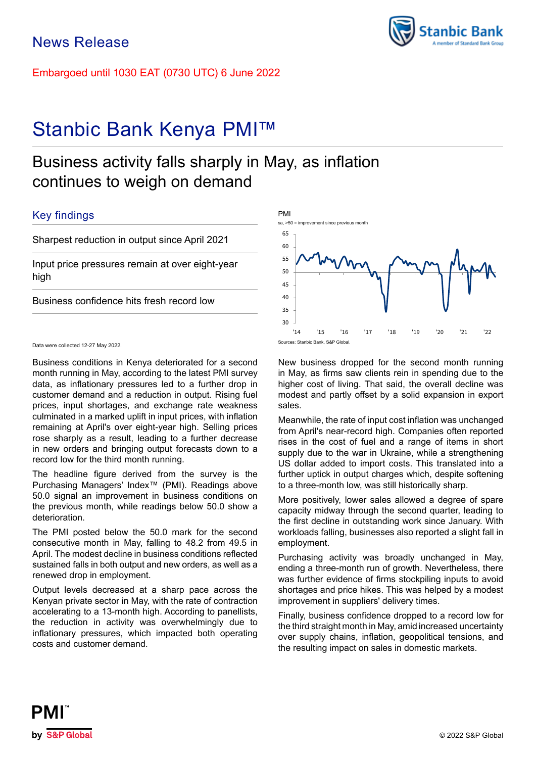# News Release

Embargoed until 1030 EAT (0730 UTC) 6 June 2022

# Stanbic Bank Kenya PMI™

## Business activity falls sharply in May, as inflation continues to weigh on demand

### Key findings

Sharpest reduction in output since April 2021

Input price pressures remain at over eight-year high

Business confidence hits fresh record low

PMI
sa, >50 = improvement since previous month

Sources: Stanbic Bank, S&P Global.

Data were collected 12-27 May 2022.

Business conditions in Kenya deteriorated for a second month running in May, according to the latest PMI survey data, as inflationary pressures led to a further drop in customer demand and a reduction in output. Rising fuel prices, input shortages, and exchange rate weakness culminated in a marked uplift in input prices, with inflation remaining at April's over eight-year high. Selling prices rose sharply as a result, leading to a further decrease in new orders and bringing output forecasts down to a record low for the third month running.

The headline figure derived from the survey is the Purchasing Managers' Index™ (PMI). Readings above 50.0 signal an improvement in business conditions on the previous month, while readings below 50.0 show a deterioration.

The PMI posted below the 50.0 mark for the second consecutive month in May, falling to 48.2 from 49.5 in April. The modest decline in business conditions reflected sustained falls in both output and new orders, as well as a renewed drop in employment.

Output levels decreased at a sharp pace across the Kenyan private sector in May, with the rate of contraction accelerating to a 13-month high. According to panellists, the reduction in activity was overwhelmingly due to inflationary pressures, which impacted both operating costs and customer demand.

New business dropped for the second month running in May, as firms saw clients rein in spending due to the higher cost of living. That said, the overall decline was modest and partly offset by a solid expansion in export sales.

Meanwhile, the rate of input cost inflation was unchanged from April's near-record high. Companies often reported rises in the cost of fuel and a range of items in short supply due to the war in Ukraine, while a strengthening US dollar added to import costs. This translated into a further uptick in output charges which, despite softening to a three-month low, was still historically sharp.

More positively, lower sales allowed a degree of spare capacity midway through the second quarter, leading to the first decline in outstanding work since January. With workloads falling, businesses also reported a slight fall in employment.

Purchasing activity was broadly unchanged in May, ending a three-month run of growth. Nevertheless, there was further evidence of firms stockpiling inputs to avoid shortages and price hikes. This was helped by a modest improvement in suppliers' delivery times.

Finally, business confidence dropped to a record low for the third straight month in May, amid increased uncertainty over supply chains, inflation, geopolitical tensions, and the resulting impact on sales in domestic markets.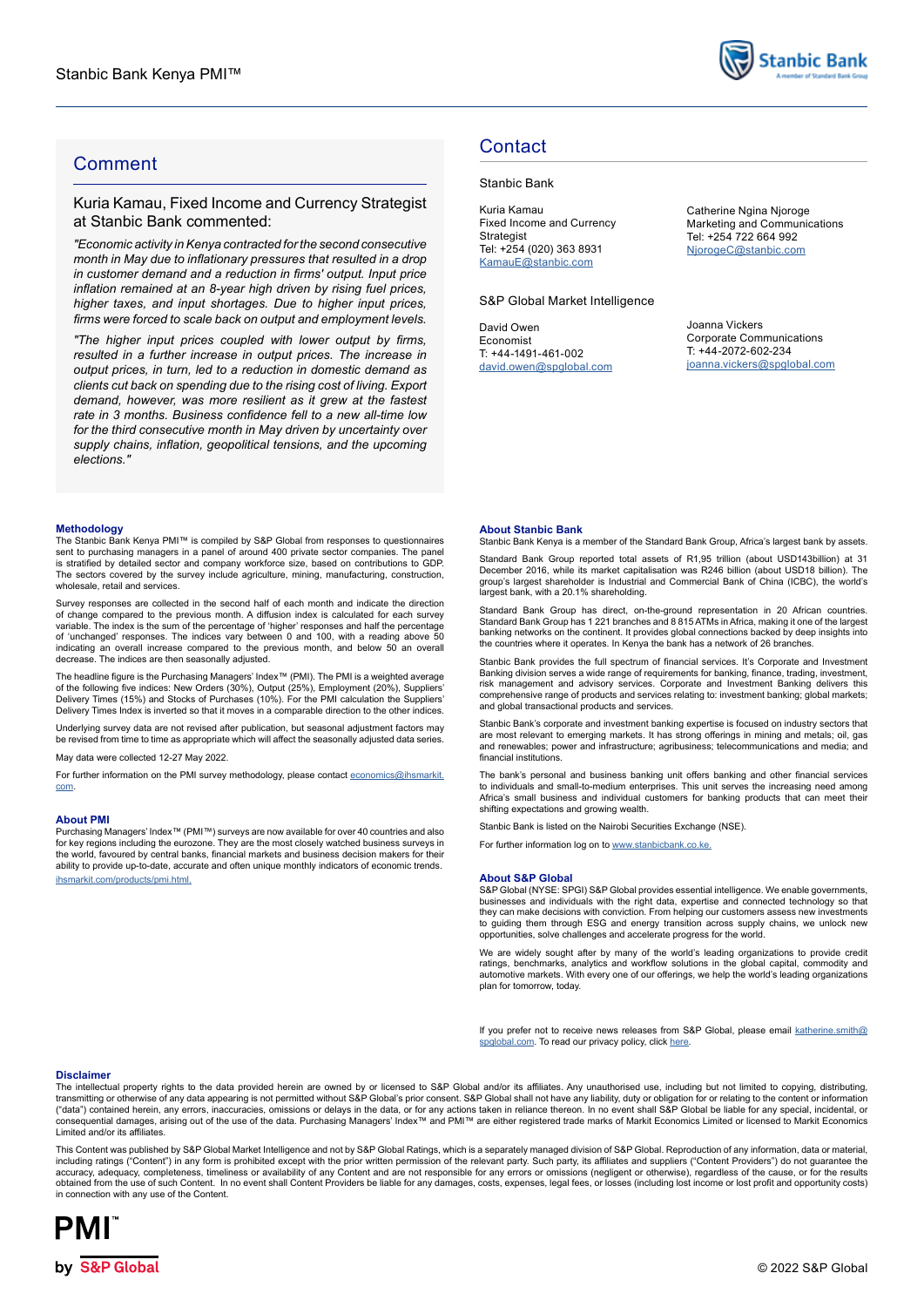## Comment

### Kuria Kamau, Fixed Income and Currency Strategist at Stanbic Bank commented:

*"Economic activity in Kenya contracted for the second consecutive month in May due to inflationary pressures that resulted in a drop in customer demand and a reduction in firms' output. Input price inflation remained at an 8-year high driven by rising fuel prices, higher taxes, and input shortages. Due to higher input prices, firms were forced to scale back on output and employment levels.*

*"The higher input prices coupled with lower output by firms, resulted in a further increase in output prices. The increase in output prices, in turn, led to a reduction in domestic demand as clients cut back on spending due to the rising cost of living. Export demand, however, was more resilient as it grew at the fastest rate in 3 months. Business confidence fell to a new all-time low for the third consecutive month in May driven by uncertainty over supply chains, inflation, geopolitical tensions, and the upcoming elections."*

## Contact

Stanbic Bank

Kuria Kamau
Fixed Income and Currency Strategist
Tel: +254 (020) 363 8931
KamauE@stanbic.com

Catherine Ngina Njoroge
Marketing and Communications
Tel: +254 722 664 992
NjorogeC@stanbic.com

S&P Global Market Intelligence

David Owen
Economist
T: +44-1491-461-002
david.owen@spglobal.com

Joanna Vickers
Corporate Communications
T: +44-2072-602-234
joanna.vickers@spglobal.com

### Methodology

The Stanbic Bank Kenya PMI™ is compiled by S&P Global from responses to questionnaires sent to purchasing managers in a panel of around 400 private sector companies. The panel is stratified by detailed sector and company workforce size, based on contributions to GDP. The sectors covered by the survey include agriculture, mining, manufacturing, construction, wholesale, retail and services.

Survey responses are collected in the second half of each month and indicate the direction of change compared to the previous month. A diffusion index is calculated for each survey variable. The index is the sum of the percentage of 'higher' responses and half the percentage of 'unchanged' responses. The indices vary between 0 and 100, with a reading above 50 indicating an overall increase compared to the previous month, and below 50 an overall decrease. The indices are then seasonally adjusted.

The headline figure is the Purchasing Managers' Index™ (PMI). The PMI is a weighted average of the following five indices: New Orders (30%), Output (25%), Employment (20%), Suppliers' Delivery Times (15%) and Stocks of Purchases (10%). For the PMI calculation the Suppliers' Delivery Times Index is inverted so that it moves in a comparable direction to the other indices.

Underlying survey data are not revised after publication, but seasonal adjustment factors may be revised from time to time as appropriate which will affect the seasonally adjusted data series.

May data were collected 12-27 May 2022.

For further information on the PMI survey methodology, please contact economics@ihsmarkit.com.

### About PMI

Purchasing Managers' Index™ (PMI™) surveys are now available for over 40 countries and also for key regions including the eurozone. They are the most closely watched business surveys in the world, favoured by central banks, financial markets and business decision makers for their ability to provide up-to-date, accurate and often unique monthly indicators of economic trends.
ihsmarkit.com/products/pmi.html.

### About Stanbic Bank

Stanbic Bank Kenya is a member of the Standard Bank Group, Africa's largest bank by assets.

Standard Bank Group reported total assets of R1,95 trillion (about USD143billion) at 31 December 2016, while its market capitalisation was R246 billion (about USD18 billion). The group's largest shareholder is Industrial and Commercial Bank of China (ICBC), the world's largest bank, with a 20.1% shareholding.

Standard Bank Group has direct, on-the-ground representation in 20 African countries. Standard Bank Group has 1 221 branches and 8 815 ATMs in Africa, making it one of the largest banking networks on the continent. It provides global connections backed by deep insights into the countries where it operates. In Kenya the bank has a network of 26 branches.

Stanbic Bank provides the full spectrum of financial services. It's Corporate and Investment Banking division serves a wide range of requirements for banking, finance, trading, investment, risk management and advisory services. Corporate and Investment Banking delivers this comprehensive range of products and services relating to: investment banking; global markets; and global transactional products and services.

Stanbic Bank's corporate and investment banking expertise is focused on industry sectors that are most relevant to emerging markets. It has strong offerings in mining and metals; oil, gas and renewables; power and infrastructure; agribusiness; telecommunications and media; and financial institutions.

The bank's personal and business banking unit offers banking and other financial services to individuals and small-to-medium enterprises. This unit serves the increasing need among Africa's small business and individual customers for banking products that can meet their shifting expectations and growing wealth.

Stanbic Bank is listed on the Nairobi Securities Exchange (NSE).

For further information log on to www.stanbicbank.co.ke.

### About S&P Global

S&P Global (NYSE: SPGI) S&P Global provides essential intelligence. We enable governments, businesses and individuals with the right data, expertise and connected technology so that they can make decisions with conviction. From helping our customers assess new investments to guiding them through ESG and energy transition across supply chains, we unlock new opportunities, solve challenges and accelerate progress for the world.

We are widely sought after by many of the world's leading organizations to provide credit ratings, benchmarks, analytics and workflow solutions in the global capital, commodity and automotive markets. With every one of our offerings, we help the world's leading organizations plan for tomorrow, today.

If you prefer not to receive news releases from S&P Global, please email katherine.smith@spglobal.com. To read our privacy policy, click here.

### Disclaimer

The intellectual property rights to the data provided herein are owned by or licensed to S&P Global and/or its affiliates. Any unauthorised use, including but not limited to copying, distributing, transmitting or otherwise of any data appearing is not permitted without S&P Global's prior consent. S&P Global shall not have any liability, duty or obligation for or relating to the content or information ("data") contained herein, any errors, inaccuracies, omissions or delays in the data, or for any actions taken in reliance thereon. In no event shall S&P Global be liable for any special, incidental, or consequential damages, arising out of the use of the data. Purchasing Managers' Index™ and PMI™ are either registered trade marks of Markit Economics Limited or licensed to Markit Economics Limited and/or its affiliates.

This Content was published by S&P Global Market Intelligence and not by S&P Global Ratings, which is a separately managed division of S&P Global. Reproduction of any information, data or material, including ratings ("Content") in any form is prohibited except with the prior written permission of the relevant party. Such party, its affiliates and suppliers ("Content Providers") do not guarantee the accuracy, adequacy, completeness, timeliness or availability of any Content and are not responsible for any errors or omissions (negligent or otherwise), regardless of the cause, or for the results obtained from the use of such Content. In no event shall Content Providers be liable for any damages, costs, expenses, legal fees, or losses (including lost income or lost profit and opportunity costs) in connection with any use of the Content.

© 2022 S&P Global